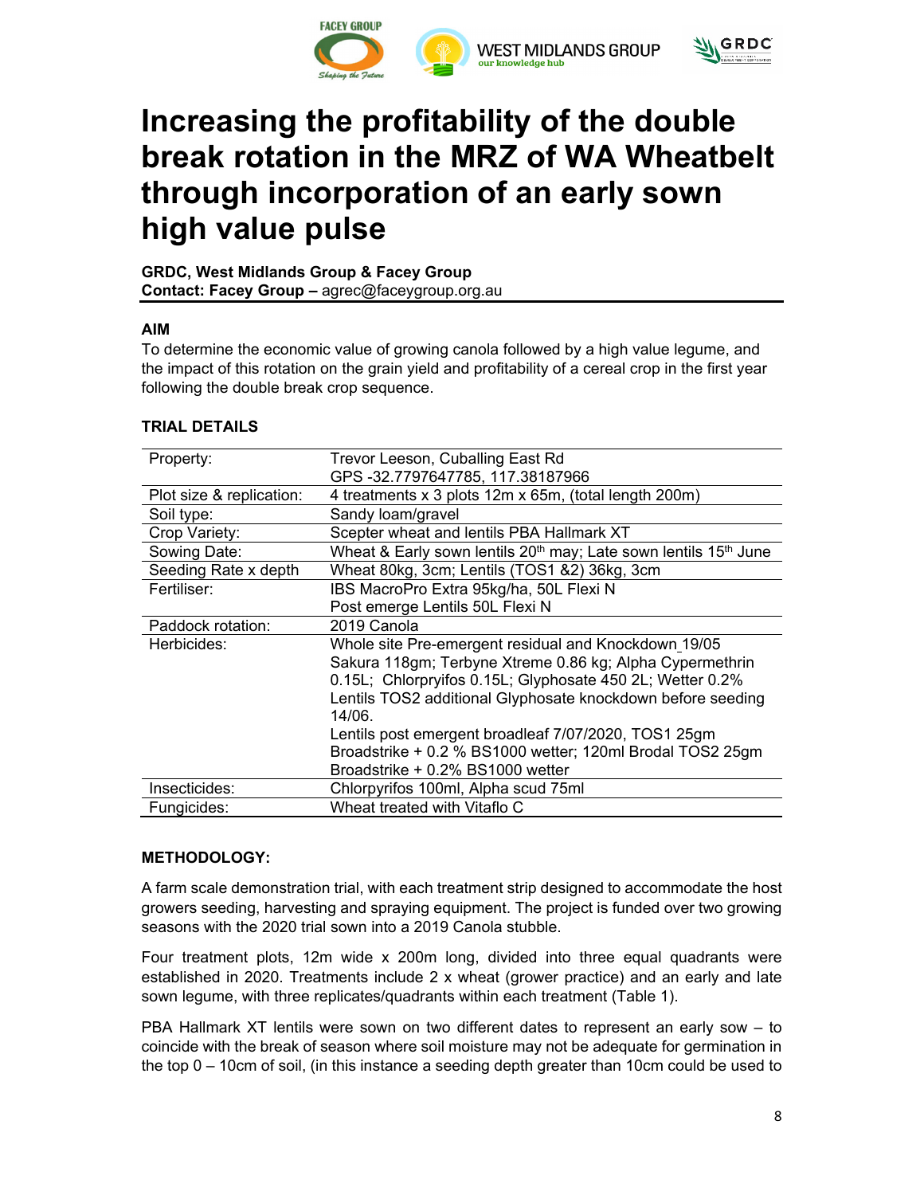# Increasing the profitability of the double break rotation in the MRZ of WA Wheatbelt through incorporation of an early sown high value pulse

**GRDC, West Midlands Group & Facey Group**
**Contact: Facey Group –** agrec@faceygroup.org.au

## AIM

To determine the economic value of growing canola followed by a high value legume, and the impact of this rotation on the grain yield and profitability of a cereal crop in the first year following the double break crop sequence.

## TRIAL DETAILS

| | |
|---|---|
| Property: | Trevor Leeson, Cuballing East Rd<br>GPS -32.7797647785, 117.38187966 |
| Plot size & replication: | 4 treatments x 3 plots 12m x 65m, (total length 200m) |
| Soil type: | Sandy loam/gravel |
| Crop Variety: | Scepter wheat and lentils PBA Hallmark XT |
| Sowing Date: | Wheat & Early sown lentils 20th may; Late sown lentils 15th June |
| Seeding Rate x depth | Wheat 80kg, 3cm; Lentils (TOS1 &2) 36kg, 3cm |
| Fertiliser: | IBS MacroPro Extra 95kg/ha, 50L Flexi N<br>Post emerge Lentils 50L Flexi N |
| Paddock rotation: | 2019 Canola |
| Herbicides: | Whole site Pre-emergent residual and Knockdown 19/05<br>Sakura 118gm; Terbyne Xtreme 0.86 kg; Alpha Cypermethrin 0.15L; Chlorpryifos 0.15L; Glyphosate 450 2L; Wetter 0.2%<br>Lentils TOS2 additional Glyphosate knockdown before seeding 14/06.<br>Lentils post emergent broadleaf 7/07/2020, TOS1 25gm Broadstrike + 0.2 % BS1000 wetter; 120ml Brodal TOS2 25gm Broadstrike + 0.2% BS1000 wetter |
| Insecticides: | Chlorpyrifos 100ml, Alpha scud 75ml |
| Fungicides: | Wheat treated with Vitaflo C |

## METHODOLOGY:

A farm scale demonstration trial, with each treatment strip designed to accommodate the host growers seeding, harvesting and spraying equipment. The project is funded over two growing seasons with the 2020 trial sown into a 2019 Canola stubble.

Four treatment plots, 12m wide x 200m long, divided into three equal quadrants were established in 2020. Treatments include 2 x wheat (grower practice) and an early and late sown legume, with three replicates/quadrants within each treatment (Table 1).

PBA Hallmark XT lentils were sown on two different dates to represent an early sow – to coincide with the break of season where soil moisture may not be adequate for germination in the top 0 – 10cm of soil, (in this instance a seeding depth greater than 10cm could be used to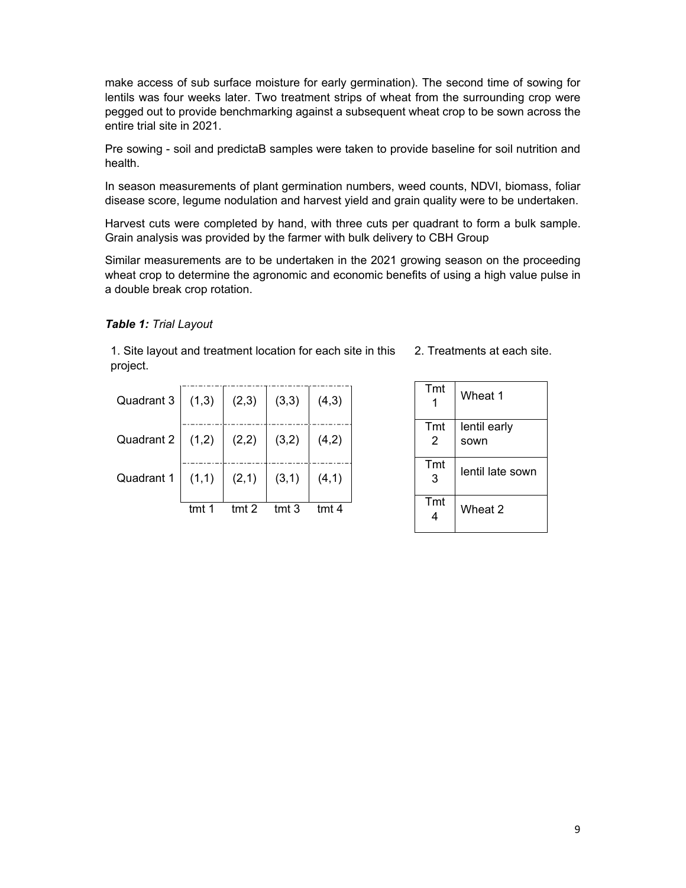make access of sub surface moisture for early germination). The second time of sowing for lentils was four weeks later. Two treatment strips of wheat from the surrounding crop were pegged out to provide benchmarking against a subsequent wheat crop to be sown across the entire trial site in 2021.

Pre sowing - soil and predictaB samples were taken to provide baseline for soil nutrition and health.

In season measurements of plant germination numbers, weed counts, NDVI, biomass, foliar disease score, legume nodulation and harvest yield and grain quality were to be undertaken.

Harvest cuts were completed by hand, with three cuts per quadrant to form a bulk sample. Grain analysis was provided by the farmer with bulk delivery to CBH Group

Similar measurements are to be undertaken in the 2021 growing season on the proceeding wheat crop to determine the agronomic and economic benefits of using a high value pulse in a double break crop rotation.

***Table 1:*** *Trial Layout*

1. Site layout and treatment location for each site in this project.

| | | | | |
|---|---|---|---|---|
| Quadrant 3 | (1,3) | (2,3) | (3,3) | (4,3) |
| Quadrant 2 | (1,2) | (2,2) | (3,2) | (4,2) |
| Quadrant 1 | (1,1) | (2,1) | (3,1) | (4,1) |
| | tmt 1 | tmt 2 | tmt 3 | tmt 4 |

2. Treatments at each site.

| | |
|---|---|
| Tmt 1 | Wheat 1 |
| Tmt 2 | lentil early sown |
| Tmt 3 | lentil late sown |
| Tmt 4 | Wheat 2 |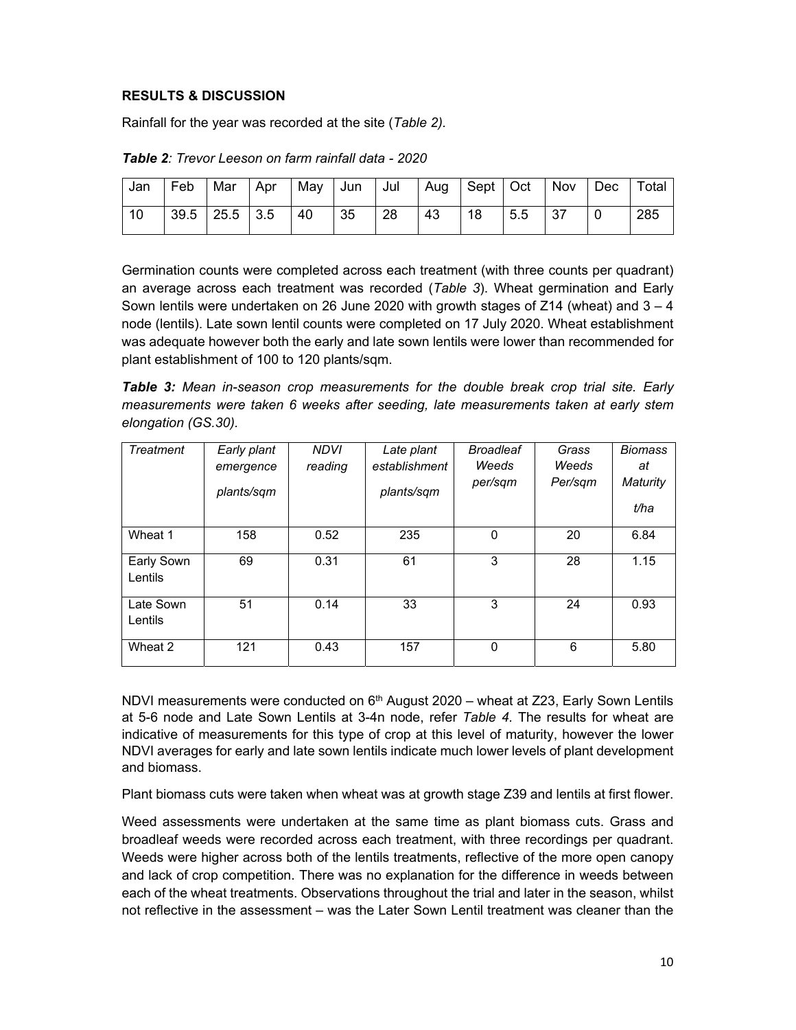**RESULTS & DISCUSSION**

Rainfall for the year was recorded at the site (*Table 2).*

***Table 2**: Trevor Leeson on farm rainfall data - 2020*

| Jan | Feb | Mar | Apr | May | Jun | Jul | Aug | Sept | Oct | Nov | Dec | Total |
|---|---|---|---|---|---|---|---|---|---|---|---|---|
| 10 | 39.5 | 25.5 | 3.5 | 40 | 35 | 28 | 43 | 18 | 5.5 | 37 | 0 | 285 |

Germination counts were completed across each treatment (with three counts per quadrant) an average across each treatment was recorded (*Table 3*). Wheat germination and Early Sown lentils were undertaken on 26 June 2020 with growth stages of Z14 (wheat) and 3 – 4 node (lentils). Late sown lentil counts were completed on 17 July 2020. Wheat establishment was adequate however both the early and late sown lentils were lower than recommended for plant establishment of 100 to 120 plants/sqm.

***Table 3:** Mean in-season crop measurements for the double break crop trial site. Early measurements were taken 6 weeks after seeding, late measurements taken at early stem elongation (GS.30).*

| *Treatment* | *Early plant emergence plants/sqm* | *NDVI reading* | *Late plant establishment plants/sqm* | *Broadleaf Weeds per/sqm* | *Grass Weeds Per/sqm* | *Biomass at Maturity t/ha* |
|---|---|---|---|---|---|---|
| Wheat 1 | 158 | 0.52 | 235 | 0 | 20 | 6.84 |
| Early Sown Lentils | 69 | 0.31 | 61 | 3 | 28 | 1.15 |
| Late Sown Lentils | 51 | 0.14 | 33 | 3 | 24 | 0.93 |
| Wheat 2 | 121 | 0.43 | 157 | 0 | 6 | 5.80 |

NDVI measurements were conducted on 6th August 2020 – wheat at Z23, Early Sown Lentils at 5-6 node and Late Sown Lentils at 3-4n node, refer *Table 4.* The results for wheat are indicative of measurements for this type of crop at this level of maturity, however the lower NDVI averages for early and late sown lentils indicate much lower levels of plant development and biomass.

Plant biomass cuts were taken when wheat was at growth stage Z39 and lentils at first flower.

Weed assessments were undertaken at the same time as plant biomass cuts. Grass and broadleaf weeds were recorded across each treatment, with three recordings per quadrant. Weeds were higher across both of the lentils treatments, reflective of the more open canopy and lack of crop competition. There was no explanation for the difference in weeds between each of the wheat treatments. Observations throughout the trial and later in the season, whilst not reflective in the assessment – was the Later Sown Lentil treatment was cleaner than the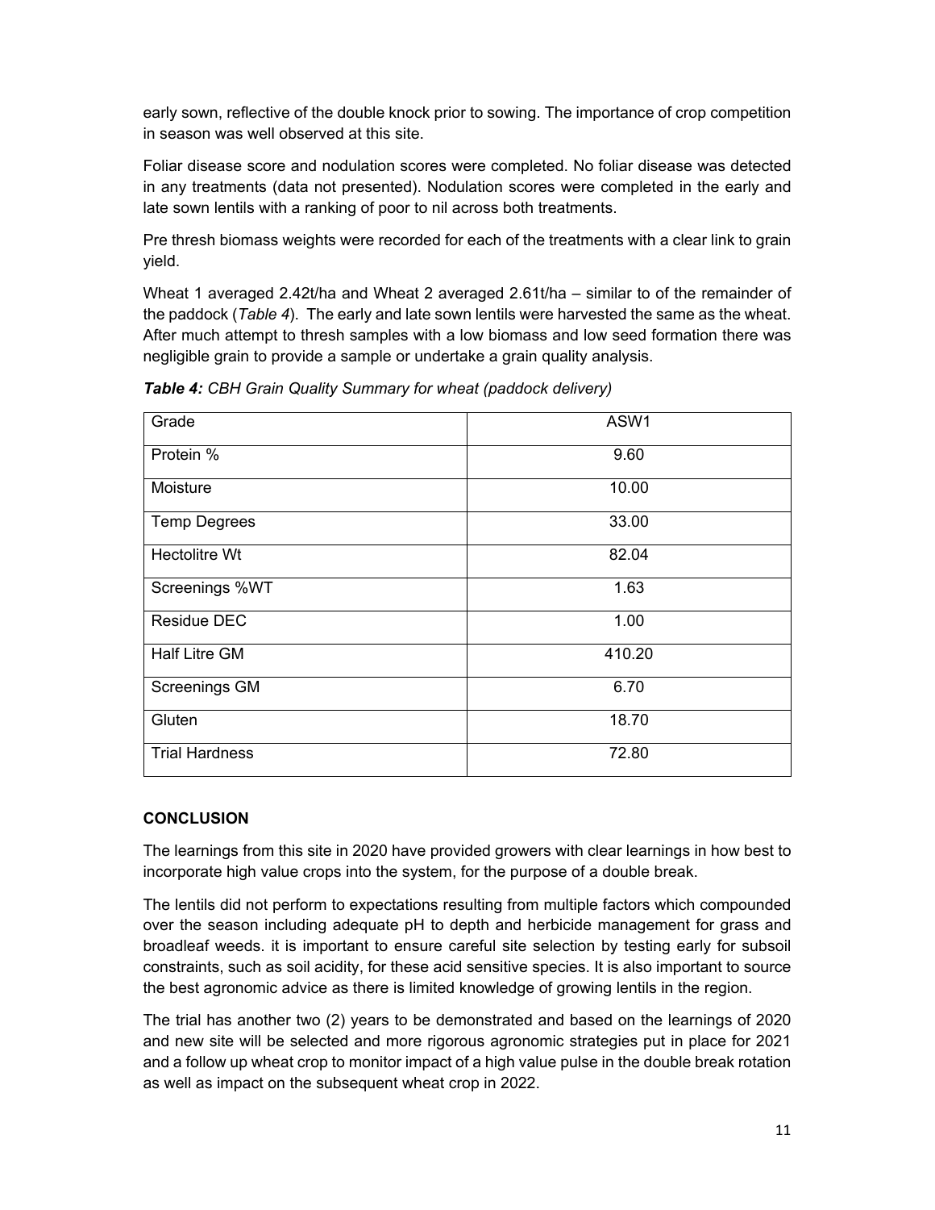early sown, reflective of the double knock prior to sowing. The importance of crop competition in season was well observed at this site.

Foliar disease score and nodulation scores were completed. No foliar disease was detected in any treatments (data not presented). Nodulation scores were completed in the early and late sown lentils with a ranking of poor to nil across both treatments.

Pre thresh biomass weights were recorded for each of the treatments with a clear link to grain yield.

Wheat 1 averaged 2.42t/ha and Wheat 2 averaged 2.61t/ha – similar to of the remainder of the paddock (*Table 4*). The early and late sown lentils were harvested the same as the wheat. After much attempt to thresh samples with a low biomass and low seed formation there was negligible grain to provide a sample or undertake a grain quality analysis.

***Table 4:*** *CBH Grain Quality Summary for wheat (paddock delivery)*

| Grade | ASW1 |
|---|---|
| Protein % | 9.60 |
| Moisture | 10.00 |
| Temp Degrees | 33.00 |
| Hectolitre Wt | 82.04 |
| Screenings %WT | 1.63 |
| Residue DEC | 1.00 |
| Half Litre GM | 410.20 |
| Screenings GM | 6.70 |
| Gluten | 18.70 |
| Trial Hardness | 72.80 |

## CONCLUSION

The learnings from this site in 2020 have provided growers with clear learnings in how best to incorporate high value crops into the system, for the purpose of a double break.

The lentils did not perform to expectations resulting from multiple factors which compounded over the season including adequate pH to depth and herbicide management for grass and broadleaf weeds. it is important to ensure careful site selection by testing early for subsoil constraints, such as soil acidity, for these acid sensitive species. It is also important to source the best agronomic advice as there is limited knowledge of growing lentils in the region.

The trial has another two (2) years to be demonstrated and based on the learnings of 2020 and new site will be selected and more rigorous agronomic strategies put in place for 2021 and a follow up wheat crop to monitor impact of a high value pulse in the double break rotation as well as impact on the subsequent wheat crop in 2022.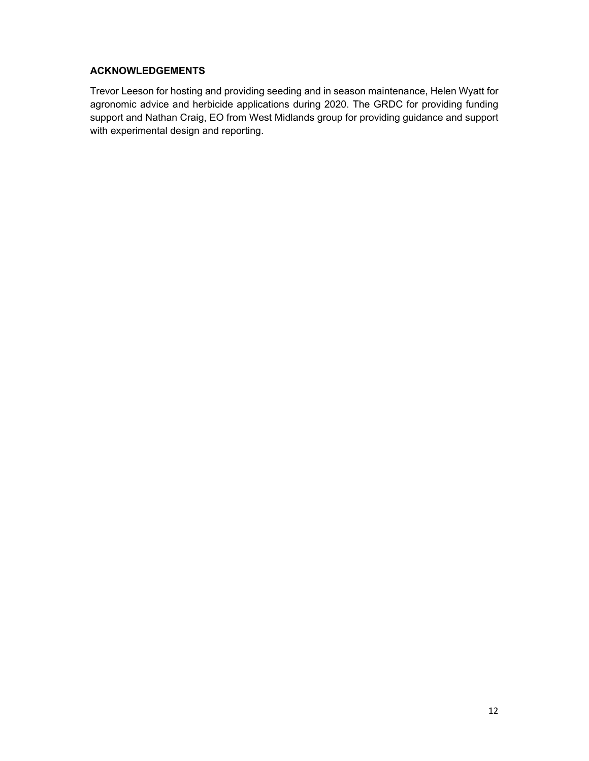## ACKNOWLEDGEMENTS

Trevor Leeson for hosting and providing seeding and in season maintenance, Helen Wyatt for agronomic advice and herbicide applications during 2020. The GRDC for providing funding support and Nathan Craig, EO from West Midlands group for providing guidance and support with experimental design and reporting.